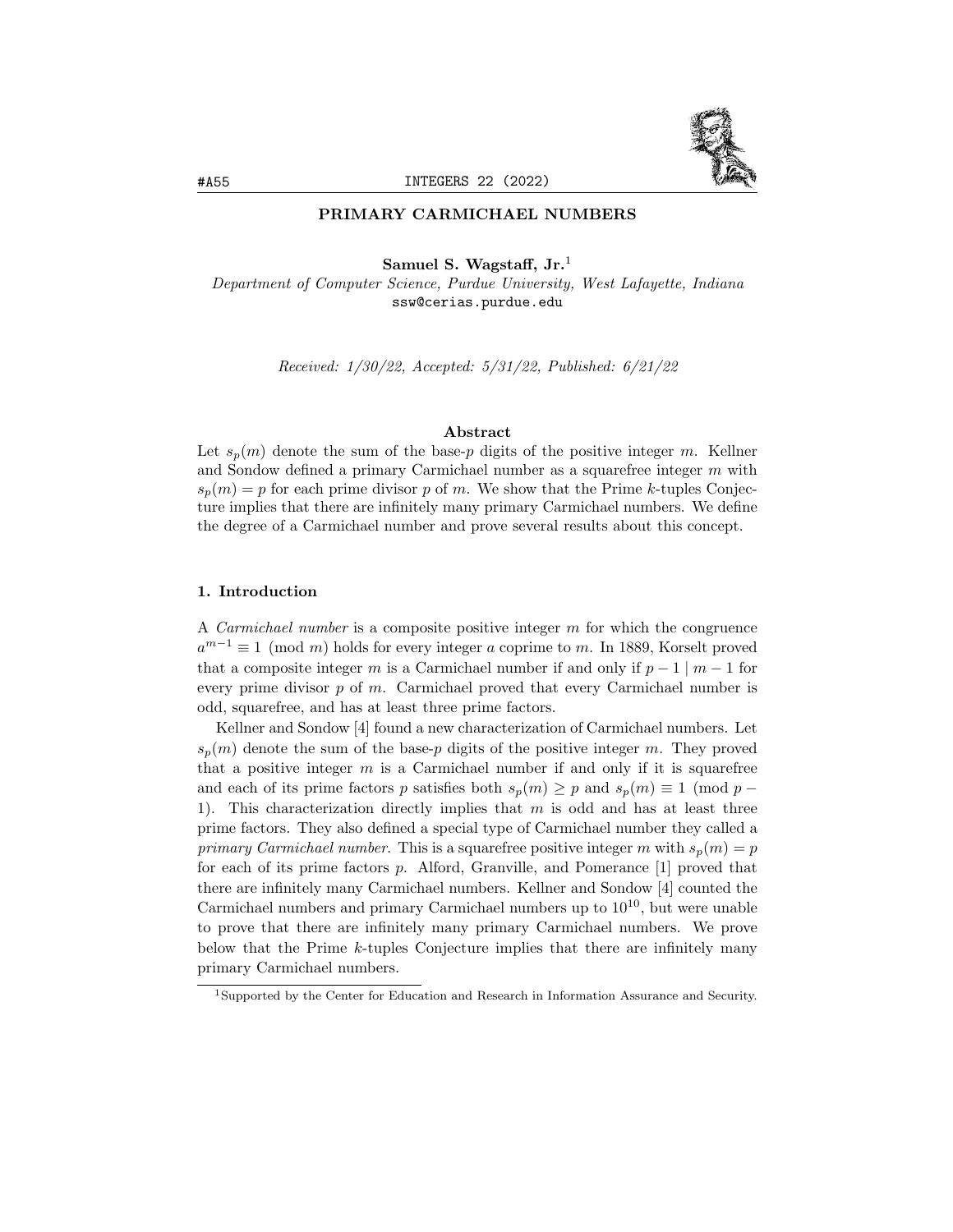# PRIMARY CARMICHAEL NUMBERS

**Samuel S. Wagstaff, Jr.**[1]

*Department of Computer Science, Purdue University, West Lafayette, Indiana*
ssw@cerias.purdue.edu

*Received: 1/30/22, Accepted: 5/31/22, Published: 6/21/22*

### Abstract

Let $s_p(m)$ denote the sum of the base-$p$ digits of the positive integer $m$. Kellner and Sondow defined a primary Carmichael number as a squarefree integer $m$ with $s_p(m) = p$ for each prime divisor $p$ of $m$. We show that the Prime $k$-tuples Conjecture implies that there are infinitely many primary Carmichael numbers. We define the degree of a Carmichael number and prove several results about this concept.

## 1. Introduction

A *Carmichael number* is a composite positive integer $m$ for which the congruence $a^{m-1} \equiv 1 \pmod{m}$ holds for every integer $a$ coprime to $m$. In 1889, Korselt proved that a composite integer $m$ is a Carmichael number if and only if $p - 1 \mid m - 1$ for every prime divisor $p$ of $m$. Carmichael proved that every Carmichael number is odd, squarefree, and has at least three prime factors.

Kellner and Sondow [4] found a new characterization of Carmichael numbers. Let $s_p(m)$ denote the sum of the base-$p$ digits of the positive integer $m$. They proved that a positive integer $m$ is a Carmichael number if and only if it is squarefree and each of its prime factors $p$ satisfies both $s_p(m) \geq p$ and $s_p(m) \equiv 1 \pmod{p-1}$. This characterization directly implies that $m$ is odd and has at least three prime factors. They also defined a special type of Carmichael number they called a *primary Carmichael number*. This is a squarefree positive integer $m$ with $s_p(m) = p$ for each of its prime factors $p$. Alford, Granville, and Pomerance [1] proved that there are infinitely many Carmichael numbers. Kellner and Sondow [4] counted the Carmichael numbers and primary Carmichael numbers up to $10^{10}$, but were unable to prove that there are infinitely many primary Carmichael numbers. We prove below that the Prime $k$-tuples Conjecture implies that there are infinitely many primary Carmichael numbers.

[1] Supported by the Center for Education and Research in Information Assurance and Security.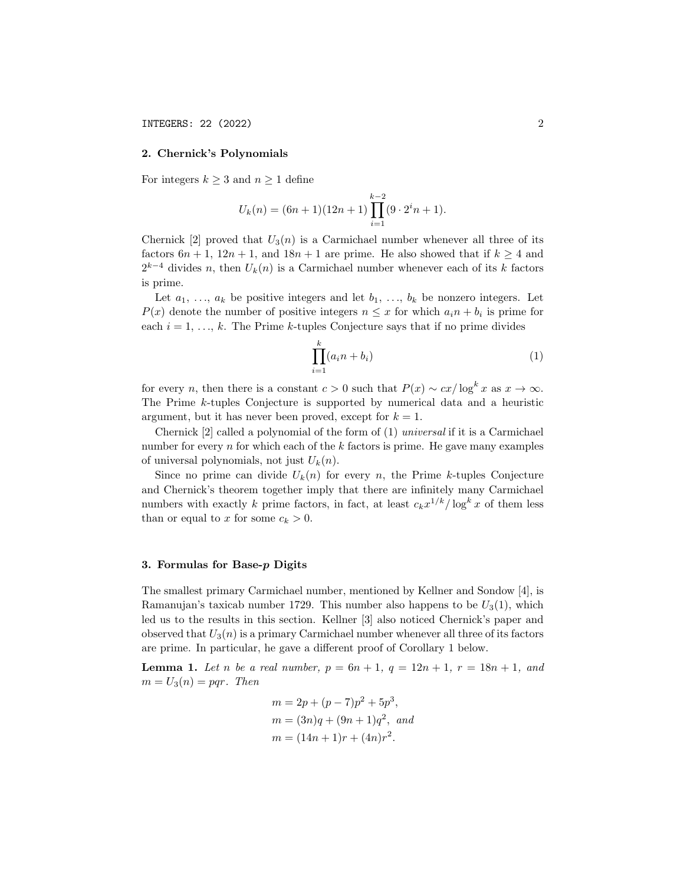## 2. Chernick's Polynomials

For integers $k \geq 3$ and $n \geq 1$ define

$$U_k(n) = (6n+1)(12n+1)\prod_{i=1}^{k-2}(9 \cdot 2^i n + 1).$$

Chernick [2] proved that $U_3(n)$ is a Carmichael number whenever all three of its factors $6n+1$, $12n+1$, and $18n+1$ are prime. He also showed that if $k \geq 4$ and $2^{k-4}$ divides $n$, then $U_k(n)$ is a Carmichael number whenever each of its $k$ factors is prime.

Let $a_1, \ldots, a_k$ be positive integers and let $b_1, \ldots, b_k$ be nonzero integers. Let $P(x)$ denote the number of positive integers $n \leq x$ for which $a_i n + b_i$ is prime for each $i = 1, \ldots, k$. The Prime $k$-tuples Conjecture says that if no prime divides

$$\prod_{i=1}^{k}(a_i n + b_i) \tag{1}$$

for every $n$, then there is a constant $c > 0$ such that $P(x) \sim cx/\log^k x$ as $x \to \infty$. The Prime $k$-tuples Conjecture is supported by numerical data and a heuristic argument, but it has never been proved, except for $k = 1$.

Chernick [2] called a polynomial of the form of (1) *universal* if it is a Carmichael number for every $n$ for which each of the $k$ factors is prime. He gave many examples of universal polynomials, not just $U_k(n)$.

Since no prime can divide $U_k(n)$ for every $n$, the Prime $k$-tuples Conjecture and Chernick's theorem together imply that there are infinitely many Carmichael numbers with exactly $k$ prime factors, in fact, at least $c_k x^{1/k}/\log^k x$ of them less than or equal to $x$ for some $c_k > 0$.

## 3. Formulas for Base-$p$ Digits

The smallest primary Carmichael number, mentioned by Kellner and Sondow [4], is Ramanujan's taxicab number 1729. This number also happens to be $U_3(1)$, which led us to the results in this section. Kellner [3] also noticed Chernick's paper and observed that $U_3(n)$ is a primary Carmichael number whenever all three of its factors are prime. In particular, he gave a different proof of Corollary 1 below.

**Lemma 1.** *Let $n$ be a real number, $p = 6n+1$, $q = 12n+1$, $r = 18n+1$, and $m = U_3(n) = pqr$. Then*

$$m = 2p + (p-7)p^2 + 5p^3,$$
$$m = (3n)q + (9n+1)q^2, \text{ and}$$
$$m = (14n+1)r + (4n)r^2.$$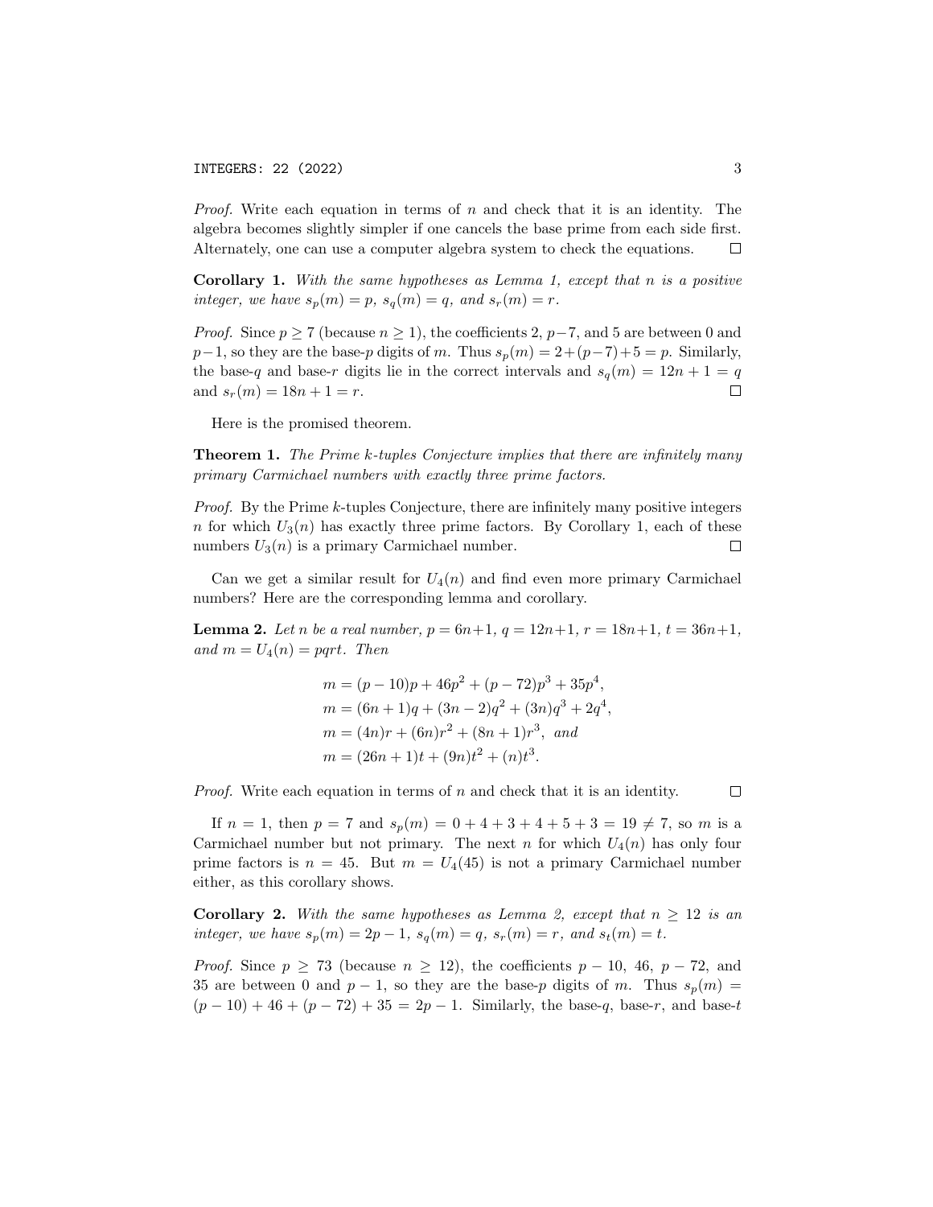*Proof.* Write each equation in terms of $n$ and check that it is an identity. The algebra becomes slightly simpler if one cancels the base prime from each side first. Alternately, one can use a computer algebra system to check the equations. $\square$

**Corollary 1.** *With the same hypotheses as Lemma 1, except that $n$ is a positive integer, we have $s_p(m) = p$, $s_q(m) = q$, and $s_r(m) = r$.*

*Proof.* Since $p \geq 7$ (because $n \geq 1$), the coefficients 2, $p-7$, and 5 are between 0 and $p-1$, so they are the base-$p$ digits of $m$. Thus $s_p(m) = 2+(p-7)+5 = p$. Similarly, the base-$q$ and base-$r$ digits lie in the correct intervals and $s_q(m) = 12n + 1 = q$ and $s_r(m) = 18n + 1 = r$. $\square$

Here is the promised theorem.

**Theorem 1.** *The Prime k-tuples Conjecture implies that there are infinitely many primary Carmichael numbers with exactly three prime factors.*

*Proof.* By the Prime $k$-tuples Conjecture, there are infinitely many positive integers $n$ for which $U_3(n)$ has exactly three prime factors. By Corollary 1, each of these numbers $U_3(n)$ is a primary Carmichael number. $\square$

Can we get a similar result for $U_4(n)$ and find even more primary Carmichael numbers? Here are the corresponding lemma and corollary.

**Lemma 2.** *Let $n$ be a real number, $p = 6n+1$, $q = 12n+1$, $r = 18n+1$, $t = 36n+1$, and $m = U_4(n) = pqrt$. Then*

$$
\begin{aligned}
m &= (p-10)p + 46p^2 + (p-72)p^3 + 35p^4, \\
m &= (6n+1)q + (3n-2)q^2 + (3n)q^3 + 2q^4, \\
m &= (4n)r + (6n)r^2 + (8n+1)r^3, \text{ and} \\
m &= (26n+1)t + (9n)t^2 + (n)t^3.
\end{aligned}
$$

*Proof.* Write each equation in terms of $n$ and check that it is an identity. $\square$

If $n = 1$, then $p = 7$ and $s_p(m) = 0 + 4 + 3 + 4 + 5 + 3 = 19 \neq 7$, so $m$ is a Carmichael number but not primary. The next $n$ for which $U_4(n)$ has only four prime factors is $n = 45$. But $m = U_4(45)$ is not a primary Carmichael number either, as this corollary shows.

**Corollary 2.** *With the same hypotheses as Lemma 2, except that $n \geq 12$ is an integer, we have $s_p(m) = 2p - 1$, $s_q(m) = q$, $s_r(m) = r$, and $s_t(m) = t$.*

*Proof.* Since $p \geq 73$ (because $n \geq 12$), the coefficients $p - 10$, 46, $p - 72$, and 35 are between 0 and $p - 1$, so they are the base-$p$ digits of $m$. Thus $s_p(m) = (p - 10) + 46 + (p - 72) + 35 = 2p - 1$. Similarly, the base-$q$, base-$r$, and base-$t$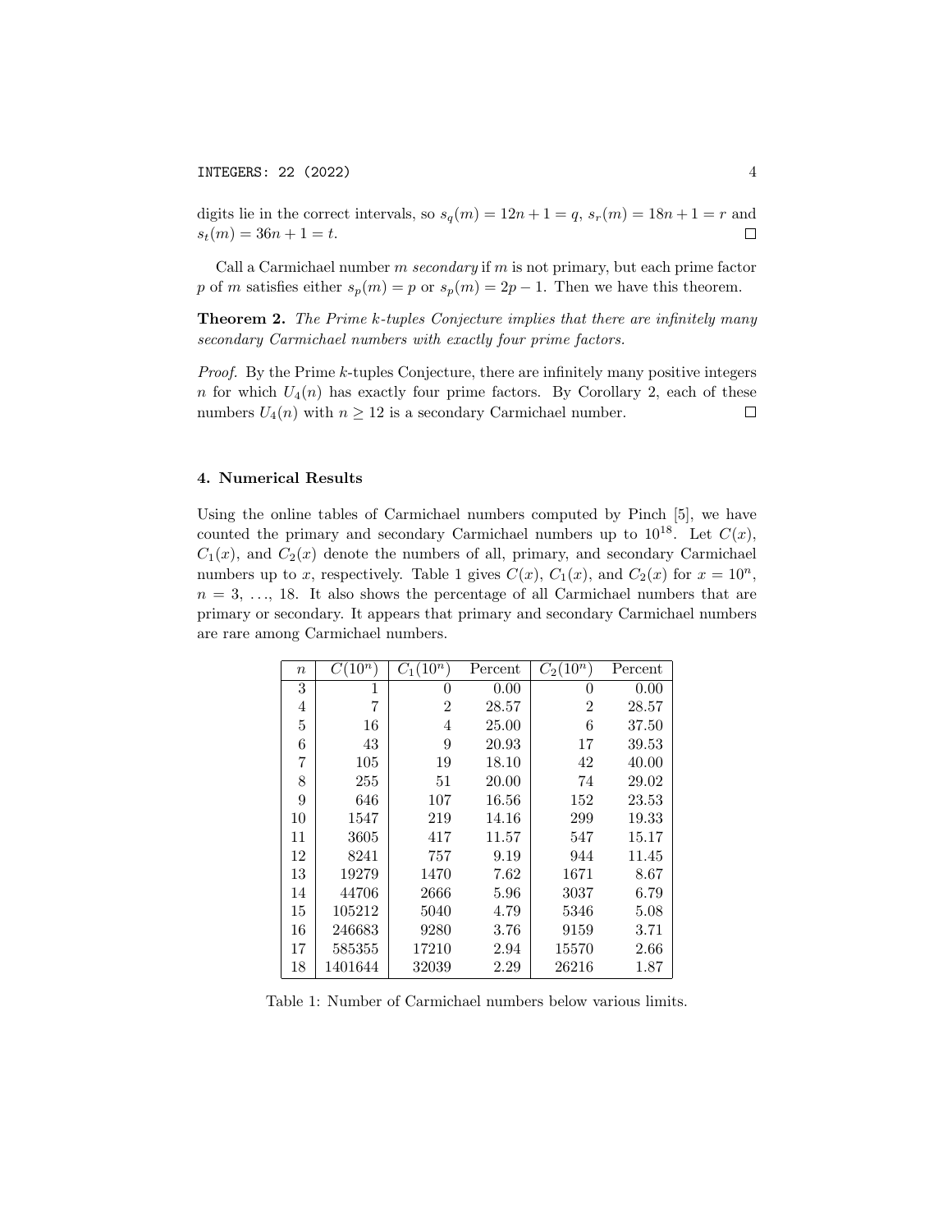digits lie in the correct intervals, so $s_q(m) = 12n + 1 = q$, $s_r(m) = 18n + 1 = r$ and $s_t(m) = 36n + 1 = t$. $\square$

Call a Carmichael number $m$ *secondary* if $m$ is not primary, but each prime factor $p$ of $m$ satisfies either $s_p(m) = p$ or $s_p(m) = 2p - 1$. Then we have this theorem.

**Theorem 2.** *The Prime k-tuples Conjecture implies that there are infinitely many secondary Carmichael numbers with exactly four prime factors.*

*Proof.* By the Prime $k$-tuples Conjecture, there are infinitely many positive integers $n$ for which $U_4(n)$ has exactly four prime factors. By Corollary 2, each of these numbers $U_4(n)$ with $n \geq 12$ is a secondary Carmichael number. $\square$

## 4. Numerical Results

Using the online tables of Carmichael numbers computed by Pinch [5], we have counted the primary and secondary Carmichael numbers up to $10^{18}$. Let $C(x)$, $C_1(x)$, and $C_2(x)$ denote the numbers of all, primary, and secondary Carmichael numbers up to $x$, respectively. Table 1 gives $C(x)$, $C_1(x)$, and $C_2(x)$ for $x = 10^n$, $n = 3, \ldots, 18$. It also shows the percentage of all Carmichael numbers that are primary or secondary. It appears that primary and secondary Carmichael numbers are rare among Carmichael numbers.

| $n$ | $C(10^n)$ | $C_1(10^n)$ | Percent | $C_2(10^n)$ | Percent |
|---|---|---|---|---|---|
| 3 | 1 | 0 | 0.00 | 0 | 0.00 |
| 4 | 7 | 2 | 28.57 | 2 | 28.57 |
| 5 | 16 | 4 | 25.00 | 6 | 37.50 |
| 6 | 43 | 9 | 20.93 | 17 | 39.53 |
| 7 | 105 | 19 | 18.10 | 42 | 40.00 |
| 8 | 255 | 51 | 20.00 | 74 | 29.02 |
| 9 | 646 | 107 | 16.56 | 152 | 23.53 |
| 10 | 1547 | 219 | 14.16 | 299 | 19.33 |
| 11 | 3605 | 417 | 11.57 | 547 | 15.17 |
| 12 | 8241 | 757 | 9.19 | 944 | 11.45 |
| 13 | 19279 | 1470 | 7.62 | 1671 | 8.67 |
| 14 | 44706 | 2666 | 5.96 | 3037 | 6.79 |
| 15 | 105212 | 5040 | 4.79 | 5346 | 5.08 |
| 16 | 246683 | 9280 | 3.76 | 9159 | 3.71 |
| 17 | 585355 | 17210 | 2.94 | 15570 | 2.66 |
| 18 | 1401644 | 32039 | 2.29 | 26216 | 1.87 |

Table 1: Number of Carmichael numbers below various limits.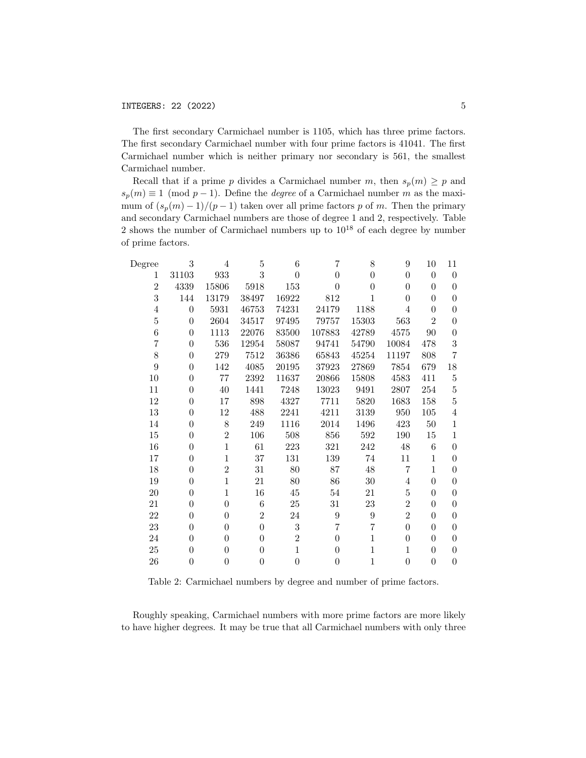The first secondary Carmichael number is 1105, which has three prime factors. The first secondary Carmichael number with four prime factors is 41041. The first Carmichael number which is neither primary nor secondary is 561, the smallest Carmichael number.

Recall that if a prime $p$ divides a Carmichael number $m$, then $s_p(m) \geq p$ and $s_p(m) \equiv 1 \pmod{p-1}$. Define the *degree* of a Carmichael number $m$ as the maximum of $(s_p(m)-1)/(p-1)$ taken over all prime factors $p$ of $m$. Then the primary and secondary Carmichael numbers are those of degree 1 and 2, respectively. Table 2 shows the number of Carmichael numbers up to $10^{18}$ of each degree by number of prime factors.

| Degree | 3 | 4 | 5 | 6 | 7 | 8 | 9 | 10 | 11 |
|---|---|---|---|---|---|---|---|---|---|
| 1 | 31103 | 933 | 3 | 0 | 0 | 0 | 0 | 0 | 0 |
| 2 | 4339 | 15806 | 5918 | 153 | 0 | 0 | 0 | 0 | 0 |
| 3 | 144 | 13179 | 38497 | 16922 | 812 | 1 | 0 | 0 | 0 |
| 4 | 0 | 5931 | 46753 | 74231 | 24179 | 1188 | 4 | 0 | 0 |
| 5 | 0 | 2604 | 34517 | 97495 | 79757 | 15303 | 563 | 2 | 0 |
| 6 | 0 | 1113 | 22076 | 83500 | 107883 | 42789 | 4575 | 90 | 0 |
| 7 | 0 | 536 | 12954 | 58087 | 94741 | 54790 | 10084 | 478 | 3 |
| 8 | 0 | 279 | 7512 | 36386 | 65843 | 45254 | 11197 | 808 | 7 |
| 9 | 0 | 142 | 4085 | 20195 | 37923 | 27869 | 7854 | 679 | 18 |
| 10 | 0 | 77 | 2392 | 11637 | 20866 | 15808 | 4583 | 411 | 5 |
| 11 | 0 | 40 | 1441 | 7248 | 13023 | 9491 | 2807 | 254 | 5 |
| 12 | 0 | 17 | 898 | 4327 | 7711 | 5820 | 1683 | 158 | 5 |
| 13 | 0 | 12 | 488 | 2241 | 4211 | 3139 | 950 | 105 | 4 |
| 14 | 0 | 8 | 249 | 1116 | 2014 | 1496 | 423 | 50 | 1 |
| 15 | 0 | 2 | 106 | 508 | 856 | 592 | 190 | 15 | 1 |
| 16 | 0 | 1 | 61 | 223 | 321 | 242 | 48 | 6 | 0 |
| 17 | 0 | 1 | 37 | 131 | 139 | 74 | 11 | 1 | 0 |
| 18 | 0 | 2 | 31 | 80 | 87 | 48 | 7 | 1 | 0 |
| 19 | 0 | 1 | 21 | 80 | 86 | 30 | 4 | 0 | 0 |
| 20 | 0 | 1 | 16 | 45 | 54 | 21 | 5 | 0 | 0 |
| 21 | 0 | 0 | 6 | 25 | 31 | 23 | 2 | 0 | 0 |
| 22 | 0 | 0 | 2 | 24 | 9 | 9 | 2 | 0 | 0 |
| 23 | 0 | 0 | 0 | 3 | 7 | 7 | 0 | 0 | 0 |
| 24 | 0 | 0 | 0 | 2 | 0 | 1 | 0 | 0 | 0 |
| 25 | 0 | 0 | 0 | 1 | 0 | 1 | 1 | 0 | 0 |
| 26 | 0 | 0 | 0 | 0 | 0 | 1 | 0 | 0 | 0 |

Table 2: Carmichael numbers by degree and number of prime factors.

Roughly speaking, Carmichael numbers with more prime factors are more likely to have higher degrees. It may be true that all Carmichael numbers with only three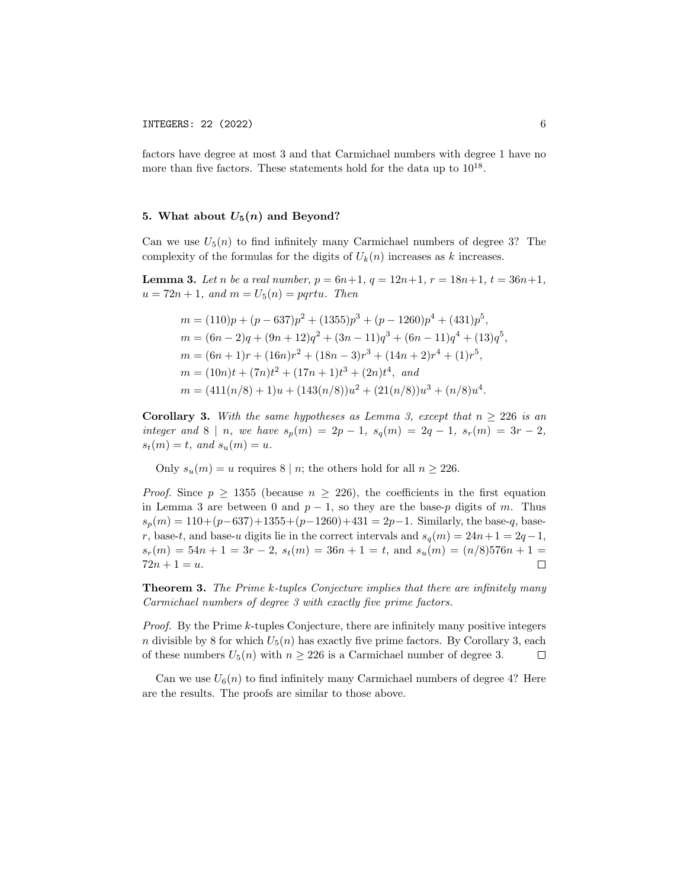factors have degree at most 3 and that Carmichael numbers with degree 1 have no more than five factors. These statements hold for the data up to $10^{18}$.

## 5. What about $U_5(n)$ and Beyond?

Can we use $U_5(n)$ to find infinitely many Carmichael numbers of degree 3? The complexity of the formulas for the digits of $U_k(n)$ increases as $k$ increases.

**Lemma 3.** *Let $n$ be a real number, $p = 6n+1$, $q = 12n+1$, $r = 18n+1$, $t = 36n+1$, $u = 72n + 1$, and $m = U_5(n) = pqrtu$. Then*

$$m = (110)p + (p - 637)p^2 + (1355)p^3 + (p - 1260)p^4 + (431)p^5,$$
$$m = (6n - 2)q + (9n + 12)q^2 + (3n - 11)q^3 + (6n - 11)q^4 + (13)q^5,$$
$$m = (6n + 1)r + (16n)r^2 + (18n - 3)r^3 + (14n + 2)r^4 + (1)r^5,$$
$$m = (10n)t + (7n)t^2 + (17n + 1)t^3 + (2n)t^4, \text{ and}$$
$$m = (411(n/8) + 1)u + (143(n/8))u^2 + (21(n/8))u^3 + (n/8)u^4.$$

**Corollary 3.** *With the same hypotheses as Lemma 3, except that $n \geq 226$ is an integer and $8 \mid n$, we have $s_p(m) = 2p - 1$, $s_q(m) = 2q - 1$, $s_r(m) = 3r - 2$, $s_t(m) = t$, and $s_u(m) = u$.*

Only $s_u(m) = u$ requires $8 \mid n$; the others hold for all $n \geq 226$.

*Proof.* Since $p \geq 1355$ (because $n \geq 226$), the coefficients in the first equation in Lemma 3 are between 0 and $p - 1$, so they are the base-$p$ digits of $m$. Thus $s_p(m) = 110+(p-637)+1355+(p-1260)+431 = 2p-1$. Similarly, the base-$q$, base-$r$, base-$t$, and base-$u$ digits lie in the correct intervals and $s_q(m) = 24n+1 = 2q-1$, $s_r(m) = 54n + 1 = 3r - 2$, $s_t(m) = 36n + 1 = t$, and $s_u(m) = (n/8)576n + 1 = 72n + 1 = u$. $\square$

**Theorem 3.** *The Prime k-tuples Conjecture implies that there are infinitely many Carmichael numbers of degree 3 with exactly five prime factors.*

*Proof.* By the Prime $k$-tuples Conjecture, there are infinitely many positive integers $n$ divisible by 8 for which $U_5(n)$ has exactly five prime factors. By Corollary 3, each of these numbers $U_5(n)$ with $n \geq 226$ is a Carmichael number of degree 3. $\square$

Can we use $U_6(n)$ to find infinitely many Carmichael numbers of degree 4? Here are the results. The proofs are similar to those above.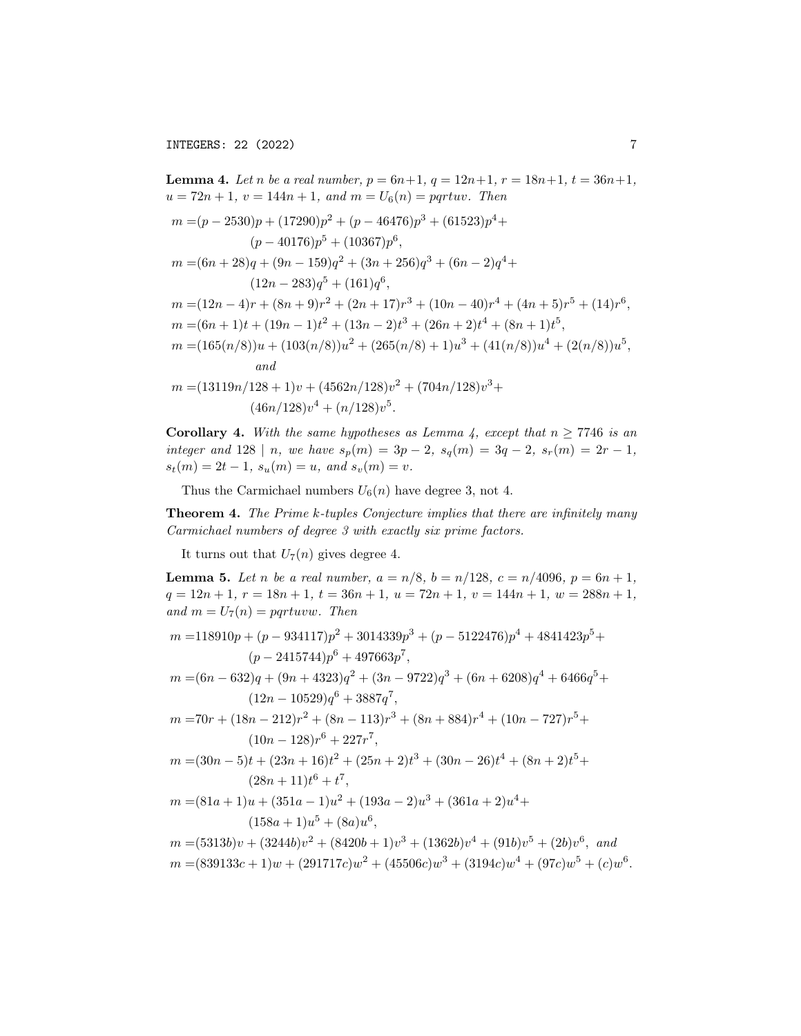**Lemma 4.** *Let $n$ be a real number, $p = 6n+1$, $q = 12n+1$, $r = 18n+1$, $t = 36n+1$, $u = 72n+1$, $v = 144n+1$, and $m = U_6(n) = pqrtuv$. Then*

$$
\begin{aligned}
m =& (p-2530)p + (17290)p^2 + (p-46476)p^3 + (61523)p^4 + \\
& (p-40176)p^5 + (10367)p^6, \\
m =& (6n+28)q + (9n-159)q^2 + (3n+256)q^3 + (6n-2)q^4 + \\
& (12n-283)q^5 + (161)q^6, \\
m =& (12n-4)r + (8n+9)r^2 + (2n+17)r^3 + (10n-40)r^4 + (4n+5)r^5 + (14)r^6, \\
m =& (6n+1)t + (19n-1)t^2 + (13n-2)t^3 + (26n+2)t^4 + (8n+1)t^5, \\
m =& (165(n/8))u + (103(n/8))u^2 + (265(n/8)+1)u^3 + (41(n/8))u^4 + (2(n/8))u^5, \\
& \text{and} \\
m =& (13119n/128+1)v + (4562n/128)v^2 + (704n/128)v^3 + \\
& (46n/128)v^4 + (n/128)v^5.
\end{aligned}
$$

**Corollary 4.** *With the same hypotheses as Lemma 4, except that $n \geq 7746$ is an integer and $128 \mid n$, we have $s_p(m) = 3p-2$, $s_q(m) = 3q-2$, $s_r(m) = 2r-1$, $s_t(m) = 2t-1$, $s_u(m) = u$, and $s_v(m) = v$.*

Thus the Carmichael numbers $U_6(n)$ have degree 3, not 4.

**Theorem 4.** *The Prime k-tuples Conjecture implies that there are infinitely many Carmichael numbers of degree 3 with exactly six prime factors.*

It turns out that $U_7(n)$ gives degree 4.

**Lemma 5.** *Let $n$ be a real number, $a = n/8$, $b = n/128$, $c = n/4096$, $p = 6n+1$, $q = 12n+1$, $r = 18n+1$, $t = 36n+1$, $u = 72n+1$, $v = 144n+1$, $w = 288n+1$, and $m = U_7(n) = pqrtuvw$. Then*

$$
\begin{aligned}
m =& 118910p + (p-934117)p^2 + 3014339p^3 + (p-5122476)p^4 + 4841423p^5 + \\
& (p-2415744)p^6 + 497663p^7, \\
m =& (6n-632)q + (9n+4323)q^2 + (3n-9722)q^3 + (6n+6208)q^4 + 6466q^5 + \\
& (12n-10529)q^6 + 3887q^7, \\
m =& 70r + (18n-212)r^2 + (8n-113)r^3 + (8n+884)r^4 + (10n-727)r^5 + \\
& (10n-128)r^6 + 227r^7, \\
m =& (30n-5)t + (23n+16)t^2 + (25n+2)t^3 + (30n-26)t^4 + (8n+2)t^5 + \\
& (28n+11)t^6 + t^7, \\
m =& (81a+1)u + (351a-1)u^2 + (193a-2)u^3 + (361a+2)u^4 + \\
& (158a+1)u^5 + (8a)u^6, \\
m =& (5313b)v + (3244b)v^2 + (8420b+1)v^3 + (1362b)v^4 + (91b)v^5 + (2b)v^6, \text{ and} \\
m =& (839133c+1)w + (291717c)w^2 + (45506c)w^3 + (3194c)w^4 + (97c)w^5 + (c)w^6.
\end{aligned}
$$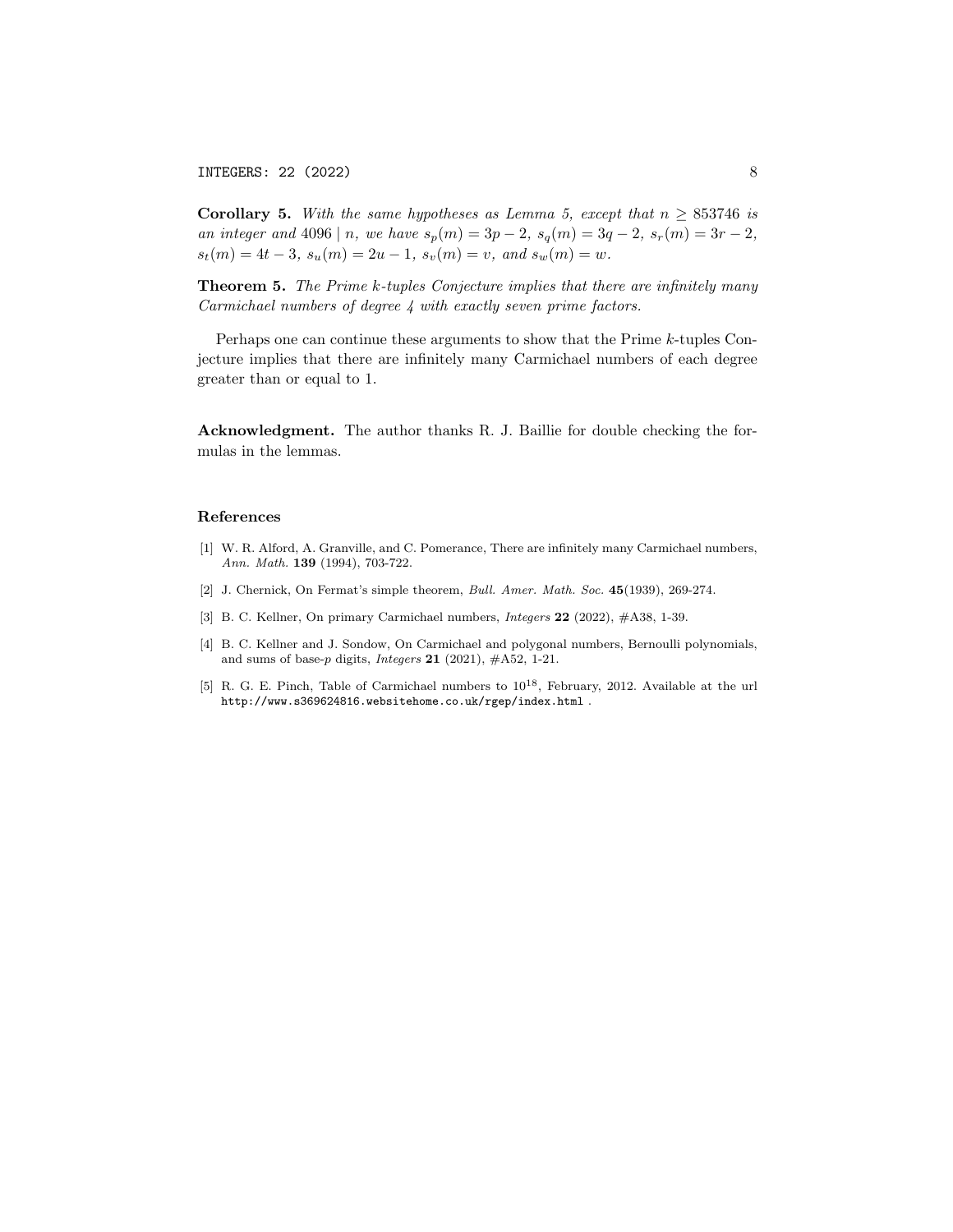**Corollary 5.** *With the same hypotheses as Lemma 5, except that $n \geq 853746$ is an integer and $4096 \mid n$, we have $s_p(m) = 3p - 2$, $s_q(m) = 3q - 2$, $s_r(m) = 3r - 2$, $s_t(m) = 4t - 3$, $s_u(m) = 2u - 1$, $s_v(m) = v$, and $s_w(m) = w$.*

**Theorem 5.** *The Prime $k$-tuples Conjecture implies that there are infinitely many Carmichael numbers of degree 4 with exactly seven prime factors.*

Perhaps one can continue these arguments to show that the Prime $k$-tuples Conjecture implies that there are infinitely many Carmichael numbers of each degree greater than or equal to 1.

**Acknowledgment.** The author thanks R. J. Baillie for double checking the formulas in the lemmas.

## References

[1] W. R. Alford, A. Granville, and C. Pomerance, There are infinitely many Carmichael numbers, *Ann. Math.* **139** (1994), 703-722.

[2] J. Chernick, On Fermat's simple theorem, *Bull. Amer. Math. Soc.* **45**(1939), 269-274.

[3] B. C. Kellner, On primary Carmichael numbers, *Integers* **22** (2022), #A38, 1-39.

[4] B. C. Kellner and J. Sondow, On Carmichael and polygonal numbers, Bernoulli polynomials, and sums of base-$p$ digits, *Integers* **21** (2021), #A52, 1-21.

[5] R. G. E. Pinch, Table of Carmichael numbers to $10^{18}$, February, 2012. Available at the url http://www.s369624816.websitehome.co.uk/rgep/index.html .